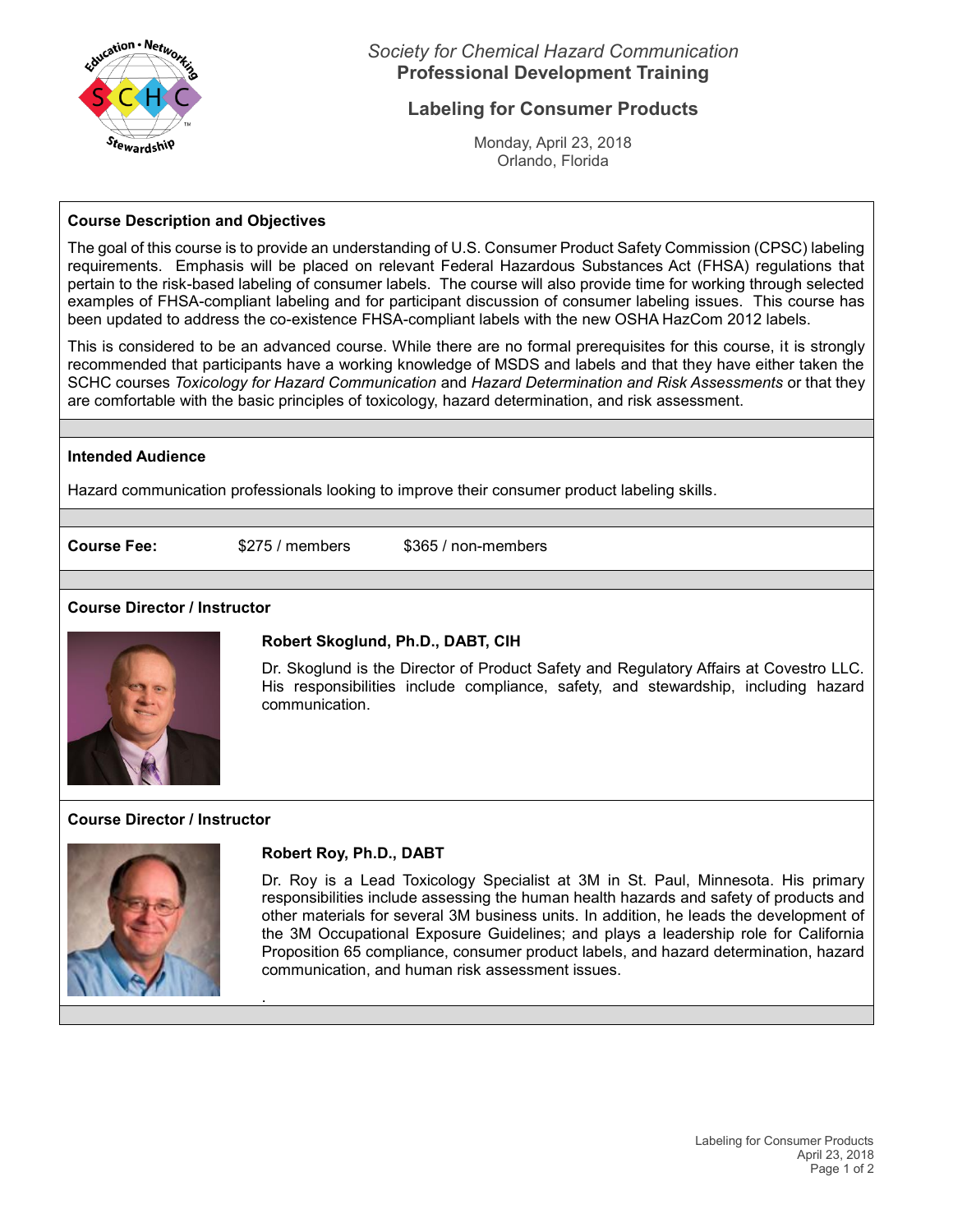*Society for Chemical Hazard Communication*
**Professional Development Training**

# Labeling for Consumer Products

Monday, April 23, 2018
Orlando, Florida

## Course Description and Objectives

The goal of this course is to provide an understanding of U.S. Consumer Product Safety Commission (CPSC) labeling requirements. Emphasis will be placed on relevant Federal Hazardous Substances Act (FHSA) regulations that pertain to the risk-based labeling of consumer labels. The course will also provide time for working through selected examples of FHSA-compliant labeling and for participant discussion of consumer labeling issues. This course has been updated to address the co-existence FHSA-compliant labels with the new OSHA HazCom 2012 labels.

This is considered to be an advanced course. While there are no formal prerequisites for this course, it is strongly recommended that participants have a working knowledge of MSDS and labels and that they have either taken the SCHC courses *Toxicology for Hazard Communication* and *Hazard Determination and Risk Assessments* or that they are comfortable with the basic principles of toxicology, hazard determination, and risk assessment.

## Intended Audience

Hazard communication professionals looking to improve their consumer product labeling skills.

**Course Fee:** $275 / members $365 / non-members

## Course Director / Instructor

### Robert Skoglund, Ph.D., DABT, CIH

Dr. Skoglund is the Director of Product Safety and Regulatory Affairs at Covestro LLC. His responsibilities include compliance, safety, and stewardship, including hazard communication.

## Course Director / Instructor

### Robert Roy, Ph.D., DABT

Dr. Roy is a Lead Toxicology Specialist at 3M in St. Paul, Minnesota. His primary responsibilities include assessing the human health hazards and safety of products and other materials for several 3M business units. In addition, he leads the development of the 3M Occupational Exposure Guidelines; and plays a leadership role for California Proposition 65 compliance, consumer product labels, and hazard determination, hazard communication, and human risk assessment issues.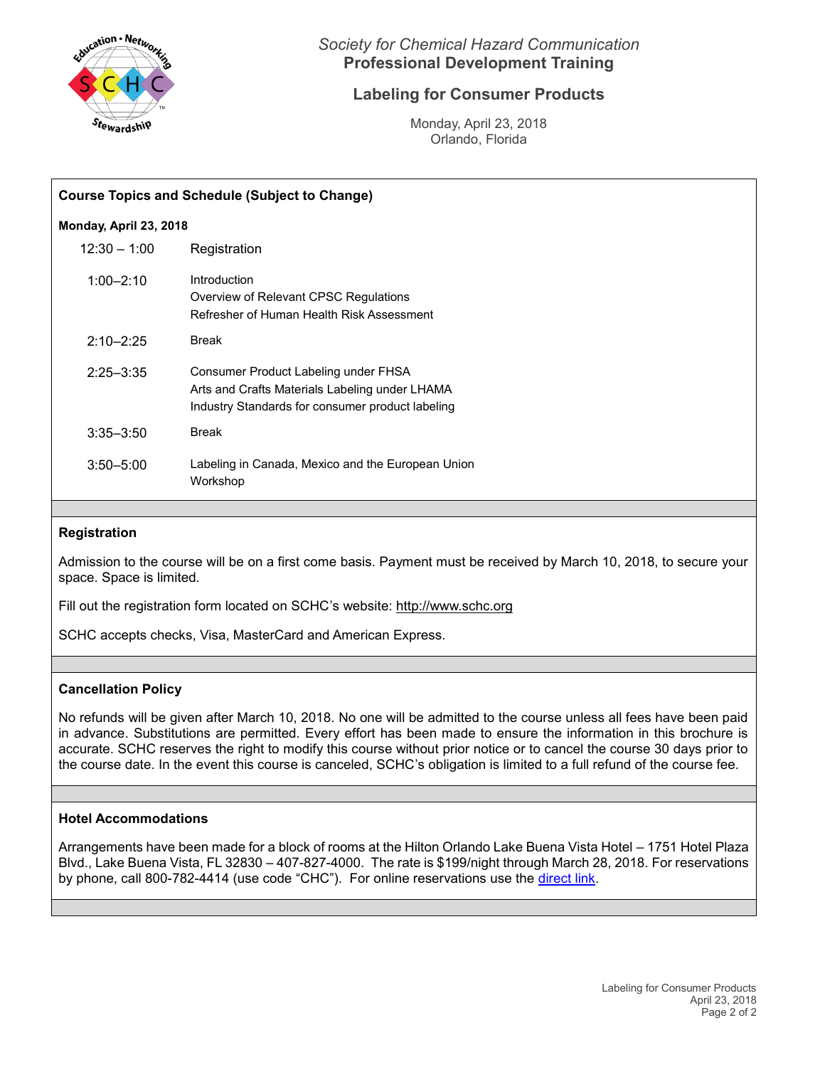*Society for Chemical Hazard Communication*
**Professional Development Training**

## Labeling for Consumer Products

Monday, April 23, 2018
Orlando, Florida

### Course Topics and Schedule (Subject to Change)

**Monday, April 23, 2018**

| | |
|---|---|
| 12:30 – 1:00 | Registration |
| 1:00–2:10 | Introduction<br>Overview of Relevant CPSC Regulations<br>Refresher of Human Health Risk Assessment |
| 2:10–2:25 | Break |
| 2:25–3:35 | Consumer Product Labeling under FHSA<br>Arts and Crafts Materials Labeling under LHAMA<br>Industry Standards for consumer product labeling |
| 3:35–3:50 | Break |
| 3:50–5:00 | Labeling in Canada, Mexico and the European Union<br>Workshop |

### Registration

Admission to the course will be on a first come basis. Payment must be received by March 10, 2018, to secure your space. Space is limited.

Fill out the registration form located on SCHC's website: http://www.schc.org

SCHC accepts checks, Visa, MasterCard and American Express.

### Cancellation Policy

No refunds will be given after March 10, 2018. No one will be admitted to the course unless all fees have been paid in advance. Substitutions are permitted. Every effort has been made to ensure the information in this brochure is accurate. SCHC reserves the right to modify this course without prior notice or to cancel the course 30 days prior to the course date. In the event this course is canceled, SCHC's obligation is limited to a full refund of the course fee.

### Hotel Accommodations

Arrangements have been made for a block of rooms at the Hilton Orlando Lake Buena Vista Hotel – 1751 Hotel Plaza Blvd., Lake Buena Vista, FL 32830 – 407-827-4000. The rate is $199/night through March 28, 2018. For reservations by phone, call 800-782-4414 (use code "CHC"). For online reservations use the direct link.